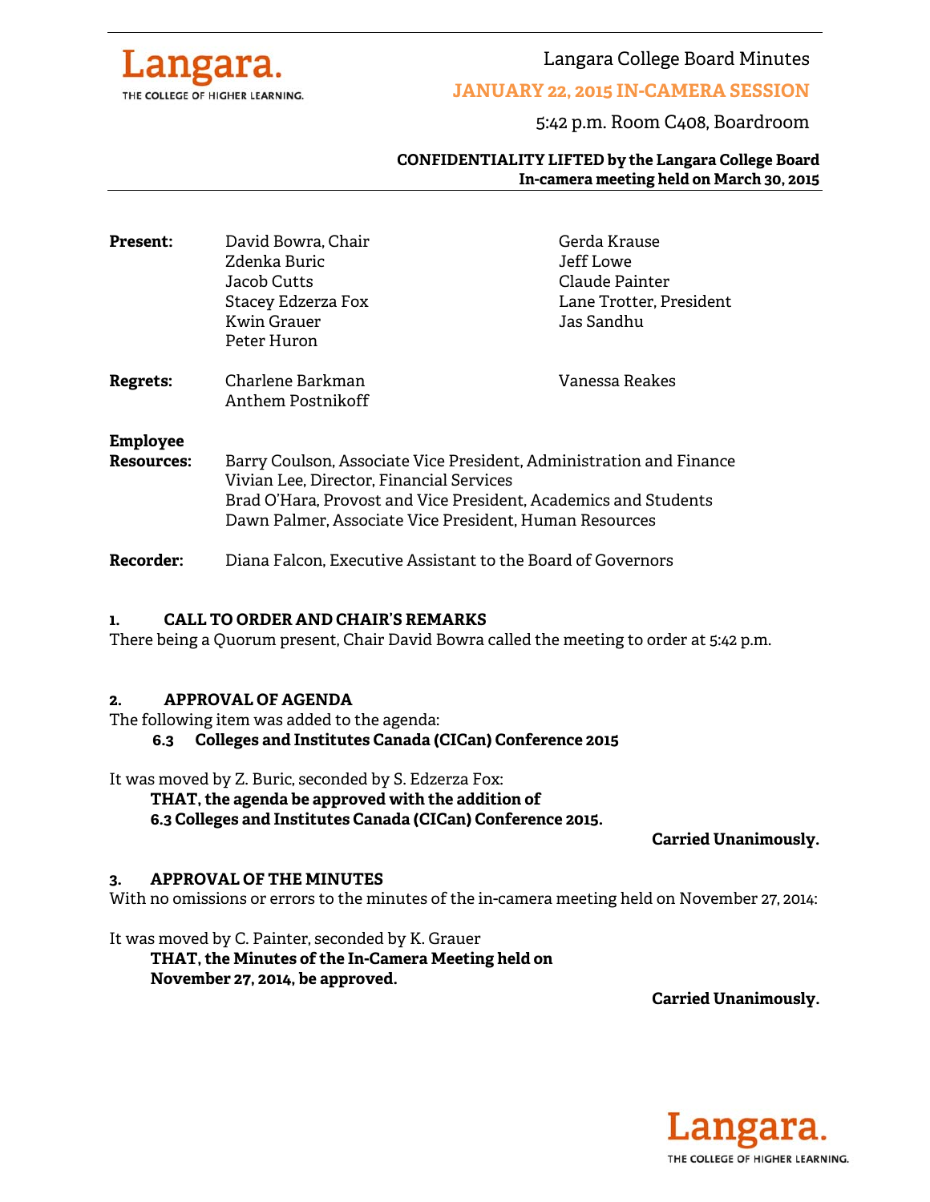Langara. THE COLLEGE OF HIGHER LEARNING.

# Langara College Board Minutes

## JANUARY 22, 2015 IN-CAMERA SESSION

5:42 p.m. Room C408, Boardroom

**CONFIDENTIALITY LIFTED by the Langara College Board In-camera meeting held on March 30, 2015**

**Present:**
David Bowra, Chair
Zdenka Buric
Jacob Cutts
Stacey Edzerza Fox
Kwin Grauer
Peter Huron
Gerda Krause
Jeff Lowe
Claude Painter
Lane Trotter, President
Jas Sandhu

**Regrets:**
Charlene Barkman
Anthem Postnikoff
Vanessa Reakes

**Employee Resources:**
Barry Coulson, Associate Vice President, Administration and Finance
Vivian Lee, Director, Financial Services
Brad O'Hara, Provost and Vice President, Academics and Students
Dawn Palmer, Associate Vice President, Human Resources

**Recorder:** Diana Falcon, Executive Assistant to the Board of Governors

### 1. CALL TO ORDER AND CHAIR'S REMARKS

There being a Quorum present, Chair David Bowra called the meeting to order at 5:42 p.m.

### 2. APPROVAL OF AGENDA

The following item was added to the agenda:

**6.3 Colleges and Institutes Canada (CICan) Conference 2015**

It was moved by Z. Buric, seconded by S. Edzerza Fox:

**THAT, the agenda be approved with the addition of 6.3 Colleges and Institutes Canada (CICan) Conference 2015.**

**Carried Unanimously.**

### 3. APPROVAL OF THE MINUTES

With no omissions or errors to the minutes of the in-camera meeting held on November 27, 2014:

It was moved by C. Painter, seconded by K. Grauer

**THAT, the Minutes of the In-Camera Meeting held on November 27, 2014, be approved.**

**Carried Unanimously.**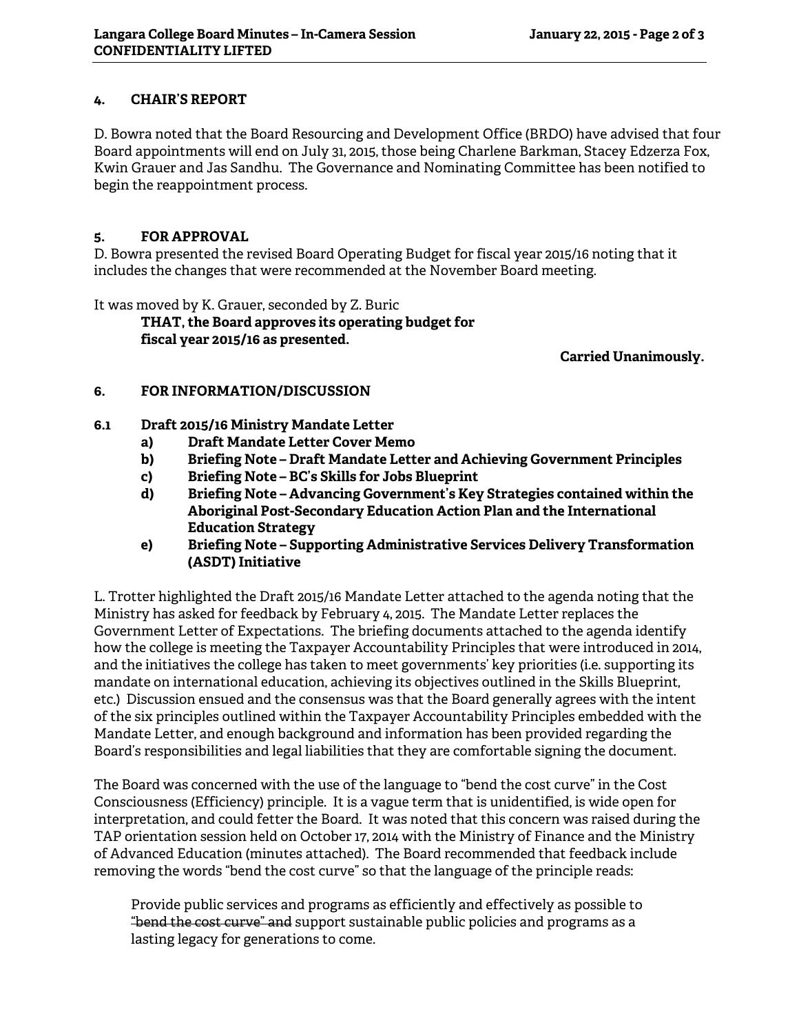## 4. CHAIR'S REPORT

D. Bowra noted that the Board Resourcing and Development Office (BRDO) have advised that four Board appointments will end on July 31, 2015, those being Charlene Barkman, Stacey Edzerza Fox, Kwin Grauer and Jas Sandhu. The Governance and Nominating Committee has been notified to begin the reappointment process.

## 5. FOR APPROVAL

D. Bowra presented the revised Board Operating Budget for fiscal year 2015/16 noting that it includes the changes that were recommended at the November Board meeting.

It was moved by K. Grauer, seconded by Z. Buric

> **THAT, the Board approves its operating budget for fiscal year 2015/16 as presented.**

**Carried Unanimously.**

## 6. FOR INFORMATION/DISCUSSION

### 6.1 Draft 2015/16 Ministry Mandate Letter

- **a) Draft Mandate Letter Cover Memo**
- **b) Briefing Note – Draft Mandate Letter and Achieving Government Principles**
- **c) Briefing Note – BC's Skills for Jobs Blueprint**
- **d) Briefing Note – Advancing Government's Key Strategies contained within the Aboriginal Post-Secondary Education Action Plan and the International Education Strategy**
- **e) Briefing Note – Supporting Administrative Services Delivery Transformation (ASDT) Initiative**

L. Trotter highlighted the Draft 2015/16 Mandate Letter attached to the agenda noting that the Ministry has asked for feedback by February 4, 2015. The Mandate Letter replaces the Government Letter of Expectations. The briefing documents attached to the agenda identify how the college is meeting the Taxpayer Accountability Principles that were introduced in 2014, and the initiatives the college has taken to meet governments' key priorities (i.e. supporting its mandate on international education, achieving its objectives outlined in the Skills Blueprint, etc.) Discussion ensued and the consensus was that the Board generally agrees with the intent of the six principles outlined within the Taxpayer Accountability Principles embedded with the Mandate Letter, and enough background and information has been provided regarding the Board's responsibilities and legal liabilities that they are comfortable signing the document.

The Board was concerned with the use of the language to "bend the cost curve" in the Cost Consciousness (Efficiency) principle. It is a vague term that is unidentified, is wide open for interpretation, and could fetter the Board. It was noted that this concern was raised during the TAP orientation session held on October 17, 2014 with the Ministry of Finance and the Ministry of Advanced Education (minutes attached). The Board recommended that feedback include removing the words "bend the cost curve" so that the language of the principle reads:

> Provide public services and programs as efficiently and effectively as possible to ~~"bend the cost curve" and~~ support sustainable public policies and programs as a lasting legacy for generations to come.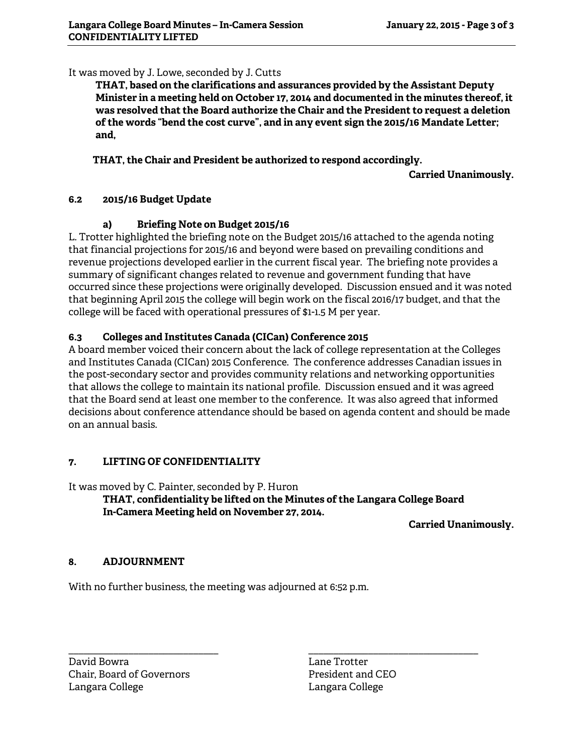It was moved by J. Lowe, seconded by J. Cutts

> **THAT, based on the clarifications and assurances provided by the Assistant Deputy Minister in a meeting held on October 17, 2014 and documented in the minutes thereof, it was resolved that the Board authorize the Chair and the President to request a deletion of the words "bend the cost curve", and in any event sign the 2015/16 Mandate Letter; and,**
>
> **THAT, the Chair and President be authorized to respond accordingly.**

**Carried Unanimously.**

### 6.2 2015/16 Budget Update

#### a) Briefing Note on Budget 2015/16

L. Trotter highlighted the briefing note on the Budget 2015/16 attached to the agenda noting that financial projections for 2015/16 and beyond were based on prevailing conditions and revenue projections developed earlier in the current fiscal year. The briefing note provides a summary of significant changes related to revenue and government funding that have occurred since these projections were originally developed. Discussion ensued and it was noted that beginning April 2015 the college will begin work on the fiscal 2016/17 budget, and that the college will be faced with operational pressures of $1-1.5 M per year.

### 6.3 Colleges and Institutes Canada (CICan) Conference 2015

A board member voiced their concern about the lack of college representation at the Colleges and Institutes Canada (CICan) 2015 Conference. The conference addresses Canadian issues in the post-secondary sector and provides community relations and networking opportunities that allows the college to maintain its national profile. Discussion ensued and it was agreed that the Board send at least one member to the conference. It was also agreed that informed decisions about conference attendance should be based on agenda content and should be made on an annual basis.

## 7. LIFTING OF CONFIDENTIALITY

It was moved by C. Painter, seconded by P. Huron

> **THAT, confidentiality be lifted on the Minutes of the Langara College Board In-Camera Meeting held on November 27, 2014.**

**Carried Unanimously.**

## 8. ADJOURNMENT

With no further business, the meeting was adjourned at 6:52 p.m.

\_\_\_\_\_\_\_\_\_\_\_\_\_\_\_\_\_\_\_\_\_\_\_\_\_\_\_\_\_\_
David Bowra
Chair, Board of Governors
Langara College

\_\_\_\_\_\_\_\_\_\_\_\_\_\_\_\_\_\_\_\_\_\_\_\_\_\_\_\_\_\_
Lane Trotter
President and CEO
Langara College